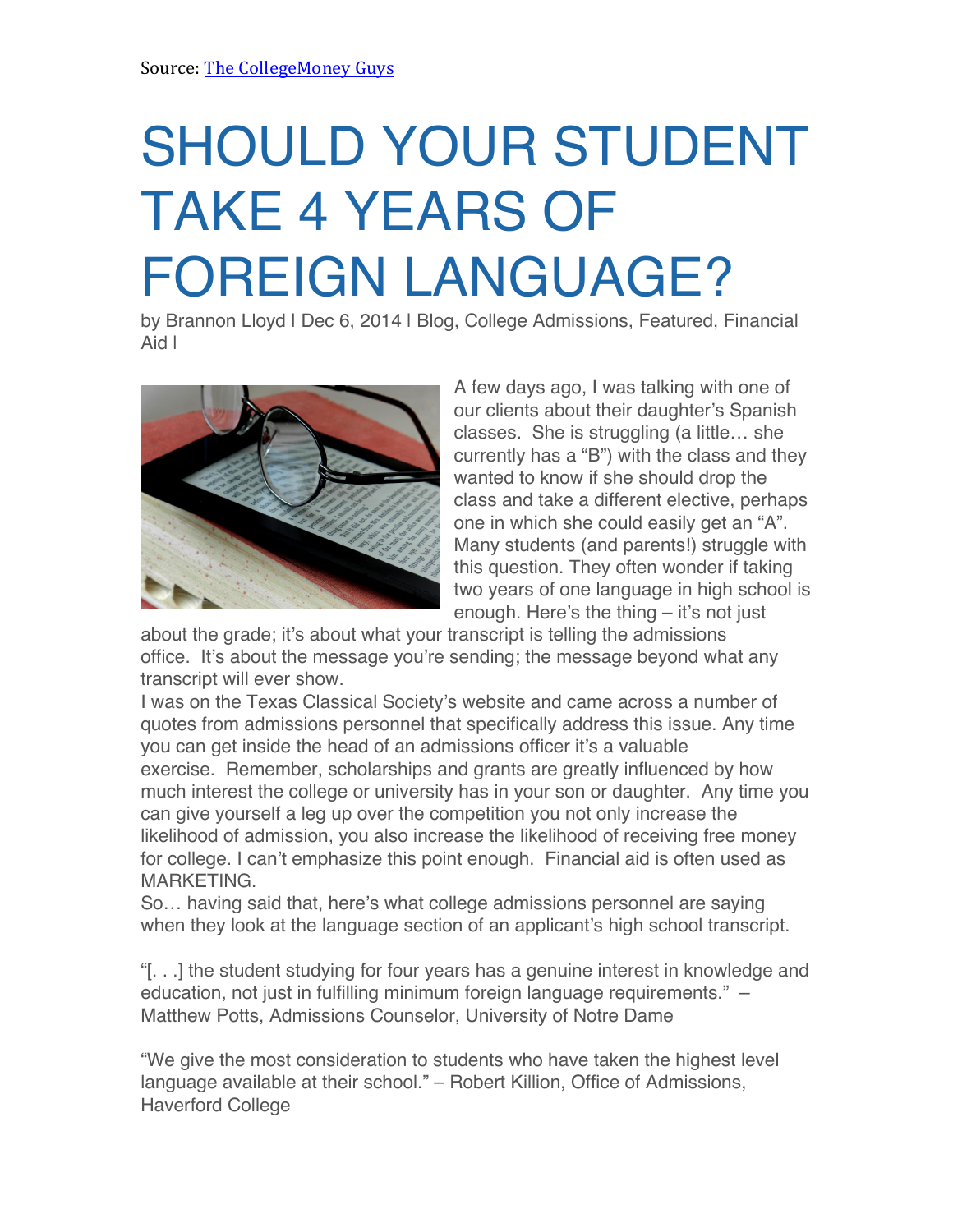Source: [The CollegeMoney Guys]

# SHOULD YOUR STUDENT TAKE 4 YEARS OF FOREIGN LANGUAGE?

by Brannon Lloyd | Dec 6, 2014 | Blog, College Admissions, Featured, Financial Aid |

A few days ago, I was talking with one of our clients about their daughter's Spanish classes. She is struggling (a little… she currently has a "B") with the class and they wanted to know if she should drop the class and take a different elective, perhaps one in which she could easily get an "A". Many students (and parents!) struggle with this question. They often wonder if taking two years of one language in high school is enough. Here's the thing – it's not just about the grade; it's about what your transcript is telling the admissions office. It's about the message you're sending; the message beyond what any transcript will ever show.

I was on the Texas Classical Society's website and came across a number of quotes from admissions personnel that specifically address this issue. Any time you can get inside the head of an admissions officer it's a valuable exercise. Remember, scholarships and grants are greatly influenced by how much interest the college or university has in your son or daughter. Any time you can give yourself a leg up over the competition you not only increase the likelihood of admission, you also increase the likelihood of receiving free money for college. I can't emphasize this point enough. Financial aid is often used as MARKETING.

So… having said that, here's what college admissions personnel are saying when they look at the language section of an applicant's high school transcript.

"[. . .] the student studying for four years has a genuine interest in knowledge and education, not just in fulfilling minimum foreign language requirements." – Matthew Potts, Admissions Counselor, University of Notre Dame

"We give the most consideration to students who have taken the highest level language available at their school." – Robert Killion, Office of Admissions, Haverford College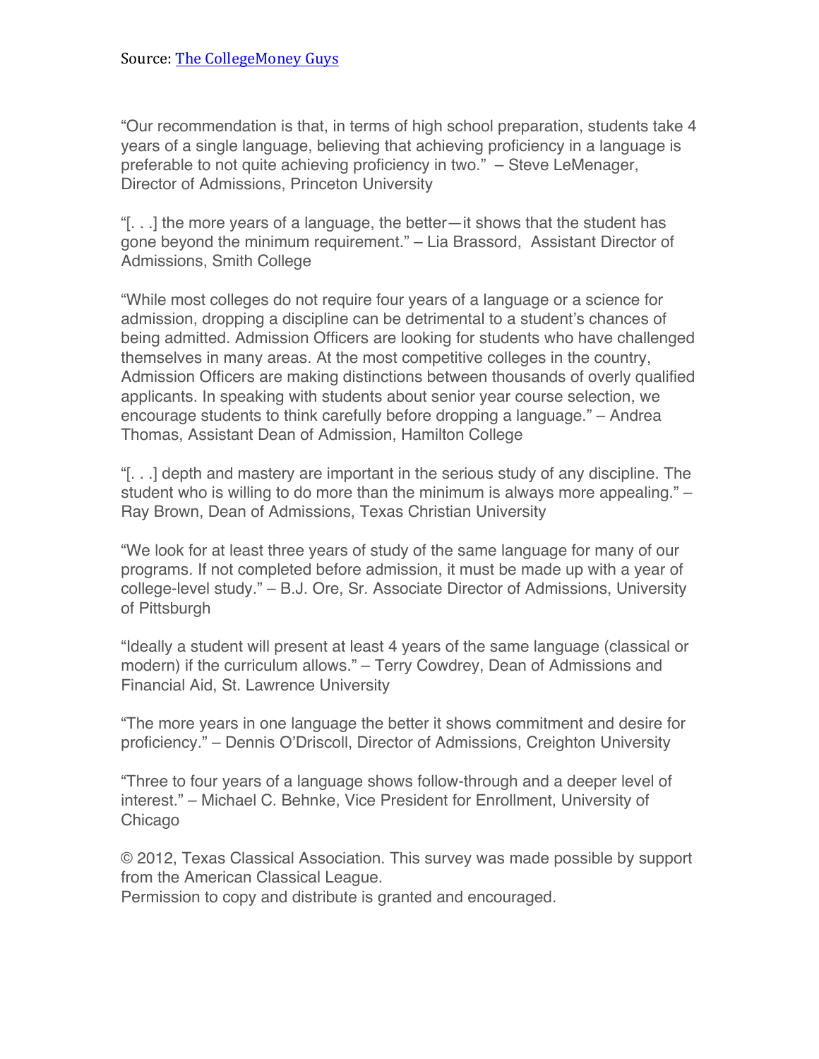Source: [The CollegeMoney Guys]()

"Our recommendation is that, in terms of high school preparation, students take 4 years of a single language, believing that achieving proficiency in a language is preferable to not quite achieving proficiency in two." – Steve LeMenager, Director of Admissions, Princeton University

"[. . .] the more years of a language, the better—it shows that the student has gone beyond the minimum requirement." – Lia Brassord, Assistant Director of Admissions, Smith College

"While most colleges do not require four years of a language or a science for admission, dropping a discipline can be detrimental to a student's chances of being admitted. Admission Officers are looking for students who have challenged themselves in many areas. At the most competitive colleges in the country, Admission Officers are making distinctions between thousands of overly qualified applicants. In speaking with students about senior year course selection, we encourage students to think carefully before dropping a language." – Andrea Thomas, Assistant Dean of Admission, Hamilton College

"[. . .] depth and mastery are important in the serious study of any discipline. The student who is willing to do more than the minimum is always more appealing." – Ray Brown, Dean of Admissions, Texas Christian University

"We look for at least three years of study of the same language for many of our programs. If not completed before admission, it must be made up with a year of college-level study." – B.J. Ore, Sr. Associate Director of Admissions, University of Pittsburgh

"Ideally a student will present at least 4 years of the same language (classical or modern) if the curriculum allows." – Terry Cowdrey, Dean of Admissions and Financial Aid, St. Lawrence University

"The more years in one language the better it shows commitment and desire for proficiency." – Dennis O'Driscoll, Director of Admissions, Creighton University

"Three to four years of a language shows follow-through and a deeper level of interest." – Michael C. Behnke, Vice President for Enrollment, University of Chicago

© 2012, Texas Classical Association. This survey was made possible by support from the American Classical League.
Permission to copy and distribute is granted and encouraged.